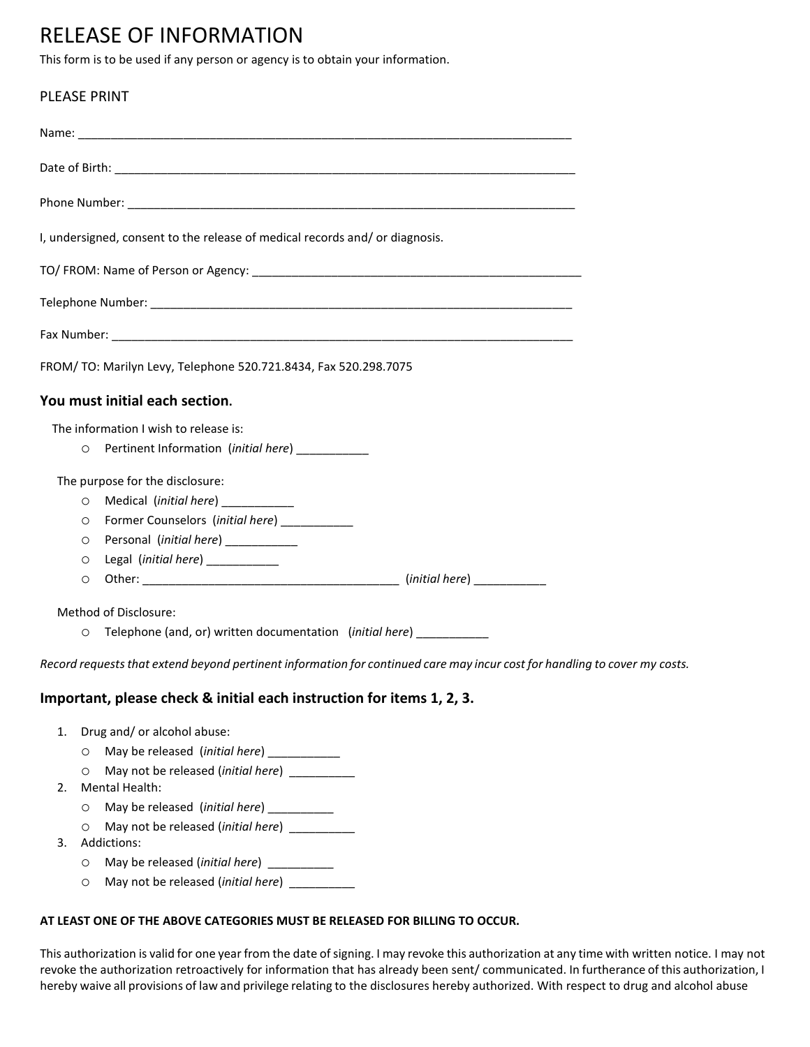# RELEASE OF INFORMATION

This form is to be used if any person or agency is to obtain your information.

PLEASE PRINT

Name: ___________________________________________________________________________

Date of Birth: ________________________________________________________________________

Phone Number: _______________________________________________________________________

I, undersigned, consent to the release of medical records and/ or diagnosis.

TO/ FROM: Name of Person or Agency: ____________________________________________________

Telephone Number: ___________________________________________________________________

Fax Number: ________________________________________________________________________

FROM/ TO: Marilyn Levy, Telephone 520.721.8434, Fax 520.298.7075

### You must initial each section.

The information I wish to release is:

- Pertinent Information (*initial here*) ___________

The purpose for the disclosure:

- Medical (*initial here*) ___________
- Former Counselors (*initial here*) ___________
- Personal (*initial here*) ___________
- Legal (*initial here*) ___________
- Other: _______________________________________ (*initial here*) ___________

Method of Disclosure:

- Telephone (and, or) written documentation (*initial here*) ___________

*Record requests that extend beyond pertinent information for continued care may incur cost for handling to cover my costs.*

### Important, please check & initial each instruction for items 1, 2, 3.

1. Drug and/ or alcohol abuse:
   - May be released (*initial here*) ___________
   - May not be released (*initial here*) __________
2. Mental Health:
   - May be released (*initial here*) __________
   - May not be released (*initial here*) __________
3. Addictions:
   - May be released (*initial here*) __________
   - May not be released (*initial here*) __________

**AT LEAST ONE OF THE ABOVE CATEGORIES MUST BE RELEASED FOR BILLING TO OCCUR.**

This authorization is valid for one year from the date of signing. I may revoke this authorization at any time with written notice. I may not revoke the authorization retroactively for information that has already been sent/ communicated. In furtherance of this authorization, I hereby waive all provisions of law and privilege relating to the disclosures hereby authorized. With respect to drug and alcohol abuse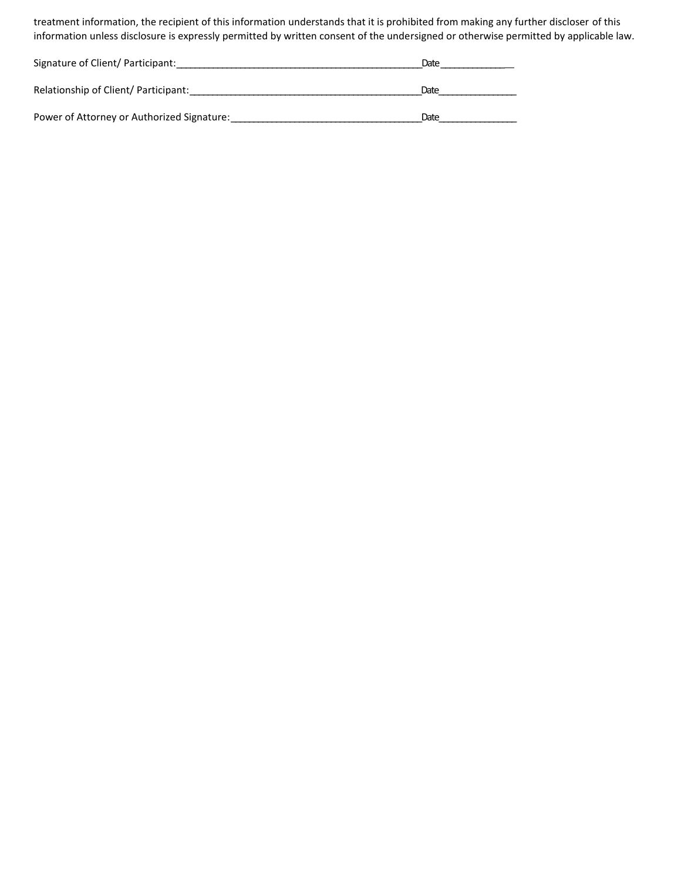treatment information, the recipient of this information understands that it is prohibited from making any further discloser of this information unless disclosure is expressly permitted by written consent of the undersigned or otherwise permitted by applicable law.

Signature of Client/ Participant:_______________________________________________Date______________

Relationship of Client/ Participant:____________________________________________Date_______________

Power of Attorney or Authorized Signature:_____________________________________Date_______________